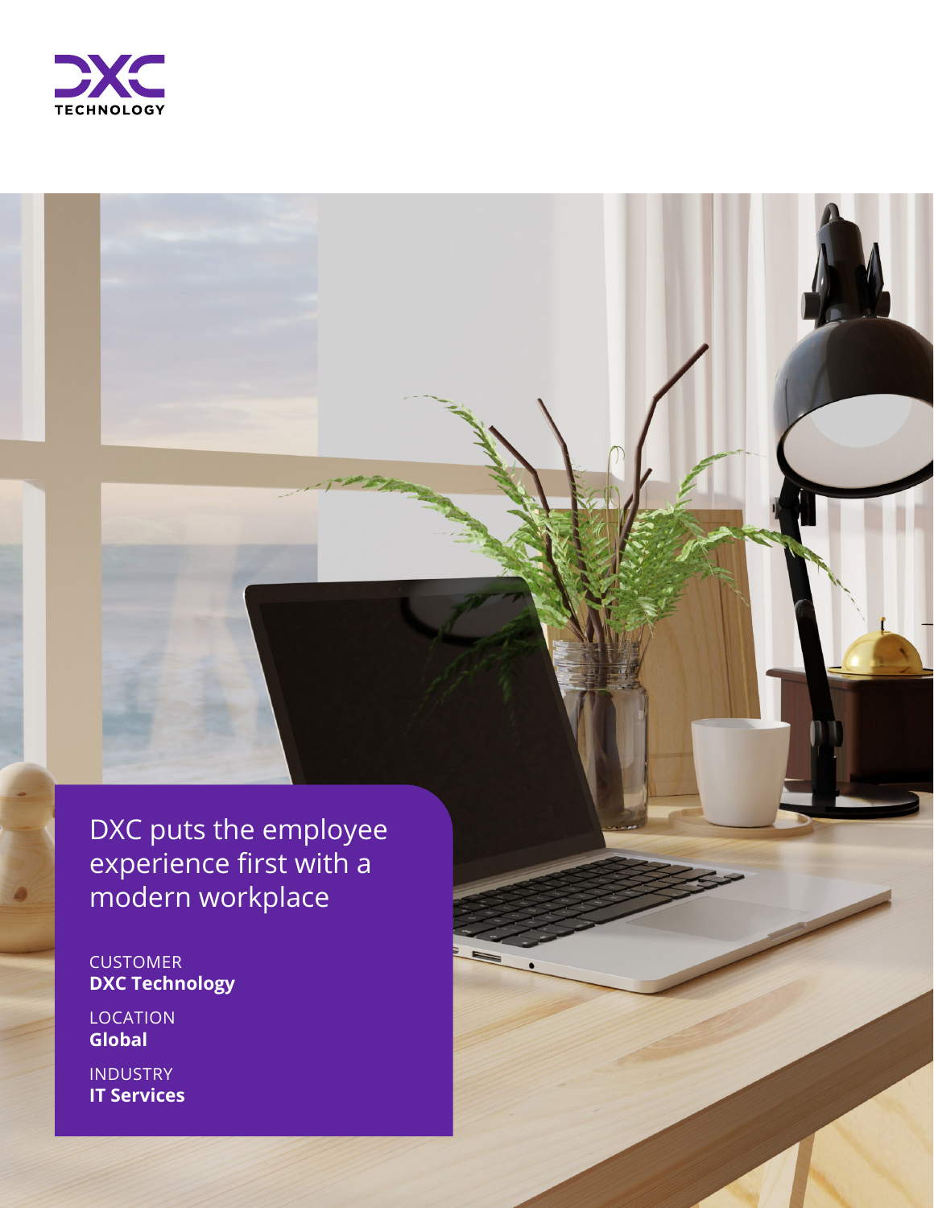# DXC puts the employee experience first with a modern workplace

CUSTOMER
**DXC Technology**

LOCATION
**Global**

INDUSTRY
**IT Services**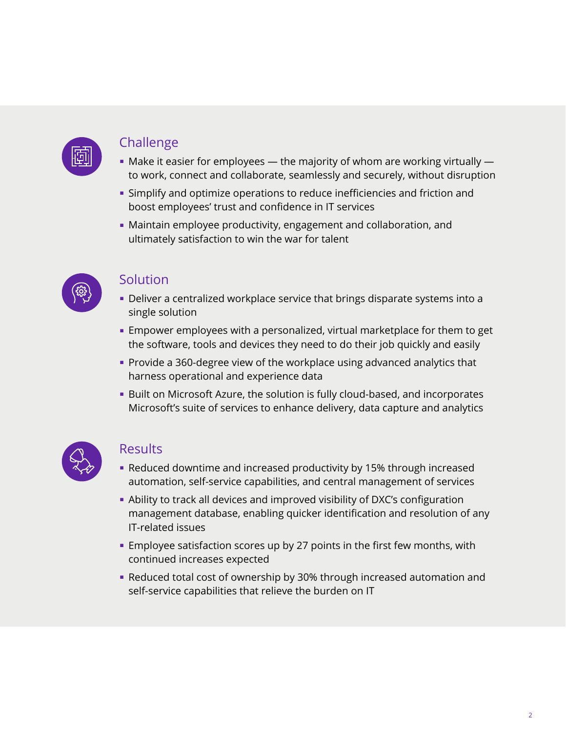## Challenge

- Make it easier for employees — the majority of whom are working virtually — to work, connect and collaborate, seamlessly and securely, without disruption
- Simplify and optimize operations to reduce inefficiencies and friction and boost employees' trust and confidence in IT services
- Maintain employee productivity, engagement and collaboration, and ultimately satisfaction to win the war for talent

## Solution

- Deliver a centralized workplace service that brings disparate systems into a single solution
- Empower employees with a personalized, virtual marketplace for them to get the software, tools and devices they need to do their job quickly and easily
- Provide a 360-degree view of the workplace using advanced analytics that harness operational and experience data
- Built on Microsoft Azure, the solution is fully cloud-based, and incorporates Microsoft's suite of services to enhance delivery, data capture and analytics

## Results

- Reduced downtime and increased productivity by 15% through increased automation, self-service capabilities, and central management of services
- Ability to track all devices and improved visibility of DXC's configuration management database, enabling quicker identification and resolution of any IT-related issues
- Employee satisfaction scores up by 27 points in the first few months, with continued increases expected
- Reduced total cost of ownership by 30% through increased automation and self-service capabilities that relieve the burden on IT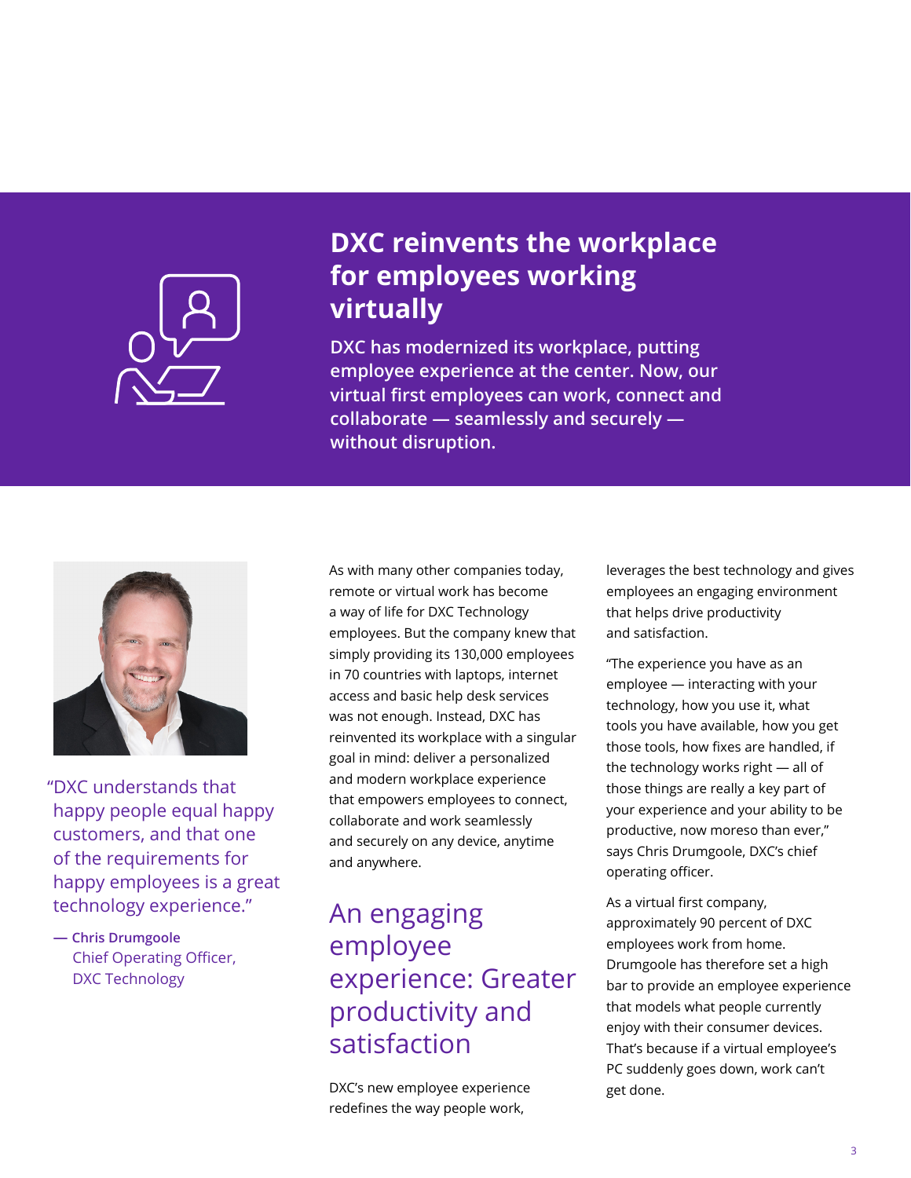# DXC reinvents the workplace for employees working virtually

**DXC has modernized its workplace, putting employee experience at the center. Now, our virtual first employees can work, connect and collaborate — seamlessly and securely — without disruption.**

"DXC understands that happy people equal happy customers, and that one of the requirements for happy employees is a great technology experience."

— **Chris Drumgoole**
Chief Operating Officer, DXC Technology

As with many other companies today, remote or virtual work has become a way of life for DXC Technology employees. But the company knew that simply providing its 130,000 employees in 70 countries with laptops, internet access and basic help desk services was not enough. Instead, DXC has reinvented its workplace with a singular goal in mind: deliver a personalized and modern workplace experience that empowers employees to connect, collaborate and work seamlessly and securely on any device, anytime and anywhere.

## An engaging employee experience: Greater productivity and satisfaction

DXC's new employee experience redefines the way people work, leverages the best technology and gives employees an engaging environment that helps drive productivity and satisfaction.

"The experience you have as an employee — interacting with your technology, how you use it, what tools you have available, how you get those tools, how fixes are handled, if the technology works right — all of those things are really a key part of your experience and your ability to be productive, now moreso than ever," says Chris Drumgoole, DXC's chief operating officer.

As a virtual first company, approximately 90 percent of DXC employees work from home. Drumgoole has therefore set a high bar to provide an employee experience that models what people currently enjoy with their consumer devices. That's because if a virtual employee's PC suddenly goes down, work can't get done.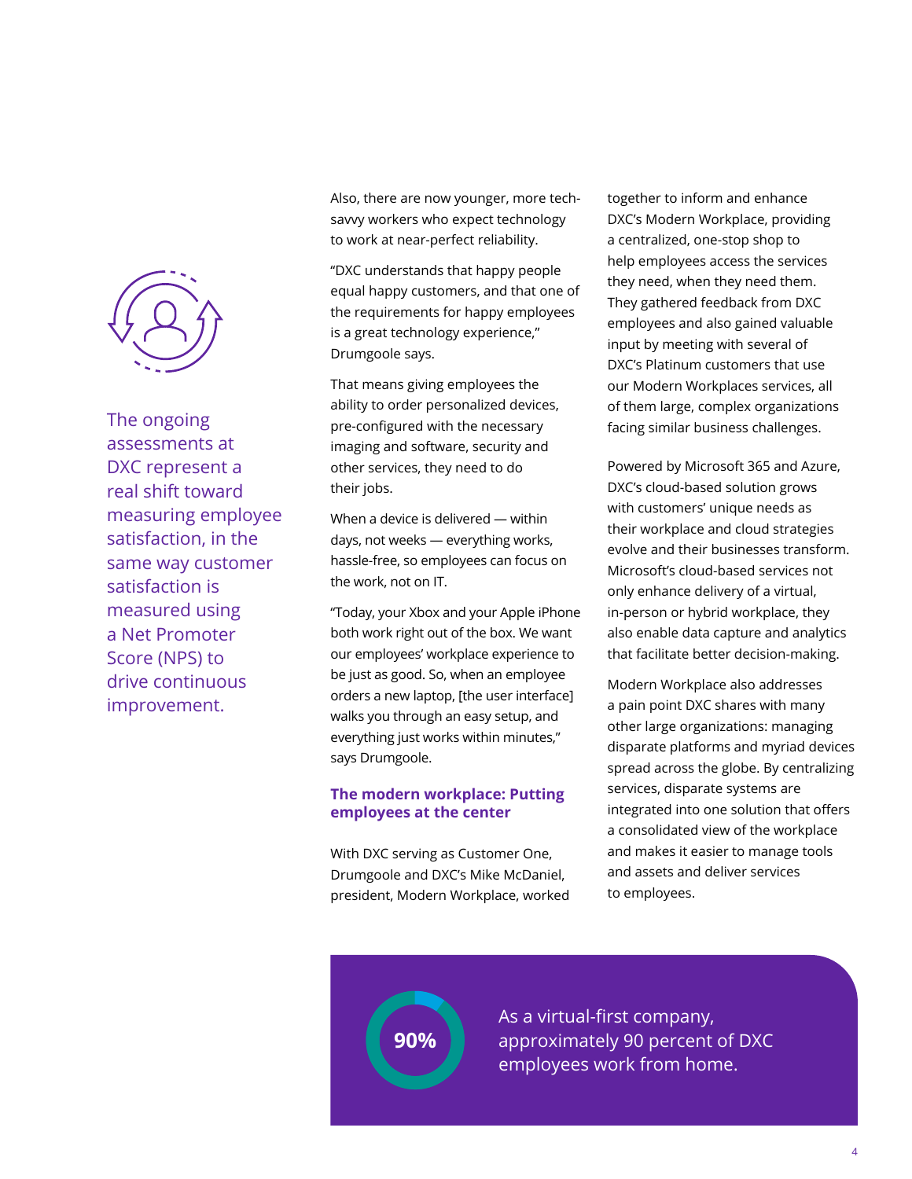The ongoing assessments at DXC represent a real shift toward measuring employee satisfaction, in the same way customer satisfaction is measured using a Net Promoter Score (NPS) to drive continuous improvement.

Also, there are now younger, more tech-savvy workers who expect technology to work at near-perfect reliability.

"DXC understands that happy people equal happy customers, and that one of the requirements for happy employees is a great technology experience," Drumgoole says.

That means giving employees the ability to order personalized devices, pre-configured with the necessary imaging and software, security and other services, they need to do their jobs.

When a device is delivered — within days, not weeks — everything works, hassle-free, so employees can focus on the work, not on IT.

"Today, your Xbox and your Apple iPhone both work right out of the box. We want our employees' workplace experience to be just as good. So, when an employee orders a new laptop, [the user interface] walks you through an easy setup, and everything just works within minutes," says Drumgoole.

## The modern workplace: Putting employees at the center

With DXC serving as Customer One, Drumgoole and DXC's Mike McDaniel, president, Modern Workplace, worked together to inform and enhance DXC's Modern Workplace, providing a centralized, one-stop shop to help employees access the services they need, when they need them. They gathered feedback from DXC employees and also gained valuable input by meeting with several of DXC's Platinum customers that use our Modern Workplaces services, all of them large, complex organizations facing similar business challenges.

Powered by Microsoft 365 and Azure, DXC's cloud-based solution grows with customers' unique needs as their workplace and cloud strategies evolve and their businesses transform. Microsoft's cloud-based services not only enhance delivery of a virtual, in-person or hybrid workplace, they also enable data capture and analytics that facilitate better decision-making.

Modern Workplace also addresses a pain point DXC shares with many other large organizations: managing disparate platforms and myriad devices spread across the globe. By centralizing services, disparate systems are integrated into one solution that offers a consolidated view of the workplace and makes it easier to manage tools and assets and deliver services to employees.

**90%**

As a virtual-first company, approximately 90 percent of DXC employees work from home.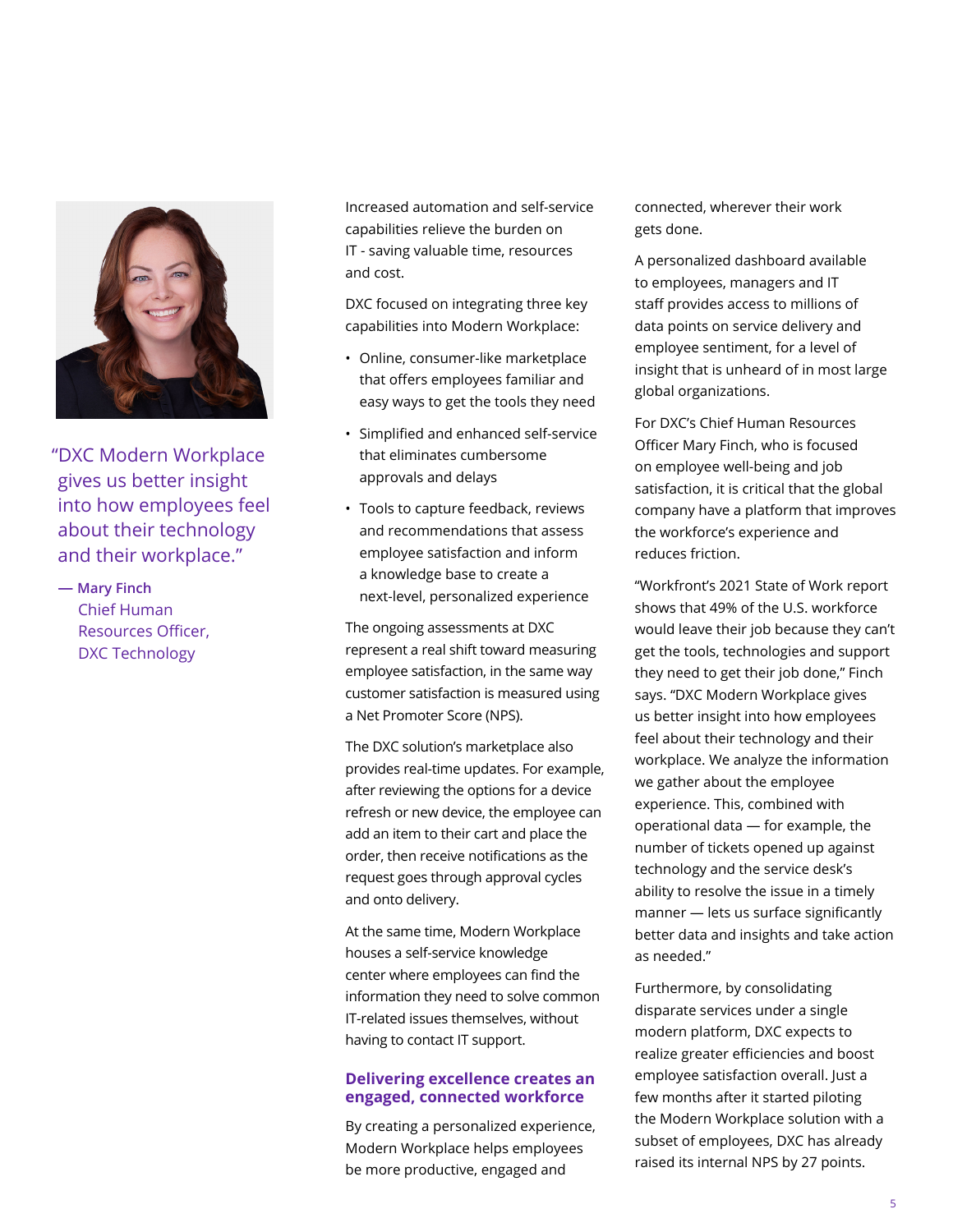> "DXC Modern Workplace gives us better insight into how employees feel about their technology and their workplace."
>
> — **Mary Finch**
> Chief Human Resources Officer,
> DXC Technology

Increased automation and self-service capabilities relieve the burden on IT - saving valuable time, resources and cost.

DXC focused on integrating three key capabilities into Modern Workplace:

- Online, consumer-like marketplace that offers employees familiar and easy ways to get the tools they need
- Simplified and enhanced self-service that eliminates cumbersome approvals and delays
- Tools to capture feedback, reviews and recommendations that assess employee satisfaction and inform a knowledge base to create a next-level, personalized experience

The ongoing assessments at DXC represent a real shift toward measuring employee satisfaction, in the same way customer satisfaction is measured using a Net Promoter Score (NPS).

The DXC solution's marketplace also provides real-time updates. For example, after reviewing the options for a device refresh or new device, the employee can add an item to their cart and place the order, then receive notifications as the request goes through approval cycles and onto delivery.

At the same time, Modern Workplace houses a self-service knowledge center where employees can find the information they need to solve common IT-related issues themselves, without having to contact IT support.

## Delivering excellence creates an engaged, connected workforce

By creating a personalized experience, Modern Workplace helps employees be more productive, engaged and connected, wherever their work gets done.

A personalized dashboard available to employees, managers and IT staff provides access to millions of data points on service delivery and employee sentiment, for a level of insight that is unheard of in most large global organizations.

For DXC's Chief Human Resources Officer Mary Finch, who is focused on employee well-being and job satisfaction, it is critical that the global company have a platform that improves the workforce's experience and reduces friction.

"Workfront's 2021 State of Work report shows that 49% of the U.S. workforce would leave their job because they can't get the tools, technologies and support they need to get their job done," Finch says. "DXC Modern Workplace gives us better insight into how employees feel about their technology and their workplace. We analyze the information we gather about the employee experience. This, combined with operational data — for example, the number of tickets opened up against technology and the service desk's ability to resolve the issue in a timely manner — lets us surface significantly better data and insights and take action as needed."

Furthermore, by consolidating disparate services under a single modern platform, DXC expects to realize greater efficiencies and boost employee satisfaction overall. Just a few months after it started piloting the Modern Workplace solution with a subset of employees, DXC has already raised its internal NPS by 27 points.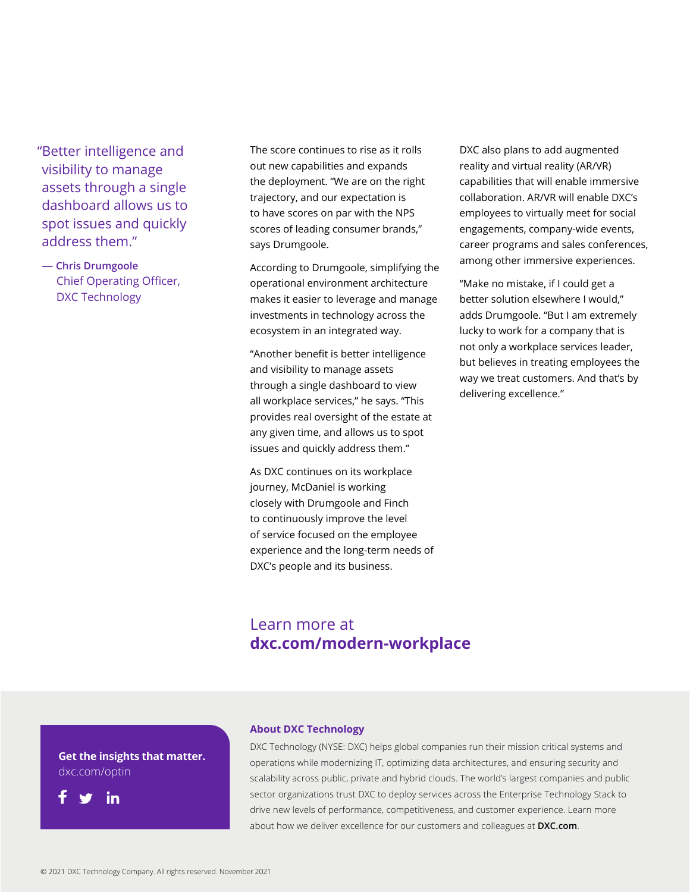> "Better intelligence and visibility to manage assets through a single dashboard allows us to spot issues and quickly address them."
>
> **— Chris Drumgoole**
> Chief Operating Officer, DXC Technology

The score continues to rise as it rolls out new capabilities and expands the deployment. "We are on the right trajectory, and our expectation is to have scores on par with the NPS scores of leading consumer brands," says Drumgoole.

According to Drumgoole, simplifying the operational environment architecture makes it easier to leverage and manage investments in technology across the ecosystem in an integrated way.

"Another benefit is better intelligence and visibility to manage assets through a single dashboard to view all workplace services," he says. "This provides real oversight of the estate at any given time, and allows us to spot issues and quickly address them."

As DXC continues on its workplace journey, McDaniel is working closely with Drumgoole and Finch to continuously improve the level of service focused on the employee experience and the long-term needs of DXC's people and its business.

DXC also plans to add augmented reality and virtual reality (AR/VR) capabilities that will enable immersive collaboration. AR/VR will enable DXC's employees to virtually meet for social engagements, company-wide events, career programs and sales conferences, among other immersive experiences.

"Make no mistake, if I could get a better solution elsewhere I would," adds Drumgoole. "But I am extremely lucky to work for a company that is not only a workplace services leader, but believes in treating employees the way we treat customers. And that's by delivering excellence."

Learn more at
**dxc.com/modern-workplace**

**Get the insights that matter.**
dxc.com/optin

### About DXC Technology

DXC Technology (NYSE: DXC) helps global companies run their mission critical systems and operations while modernizing IT, optimizing data architectures, and ensuring security and scalability across public, private and hybrid clouds. The world's largest companies and public sector organizations trust DXC to deploy services across the Enterprise Technology Stack to drive new levels of performance, competitiveness, and customer experience. Learn more about how we deliver excellence for our customers and colleagues at **DXC.com**.

© 2021 DXC Technology Company. All rights reserved. November 2021